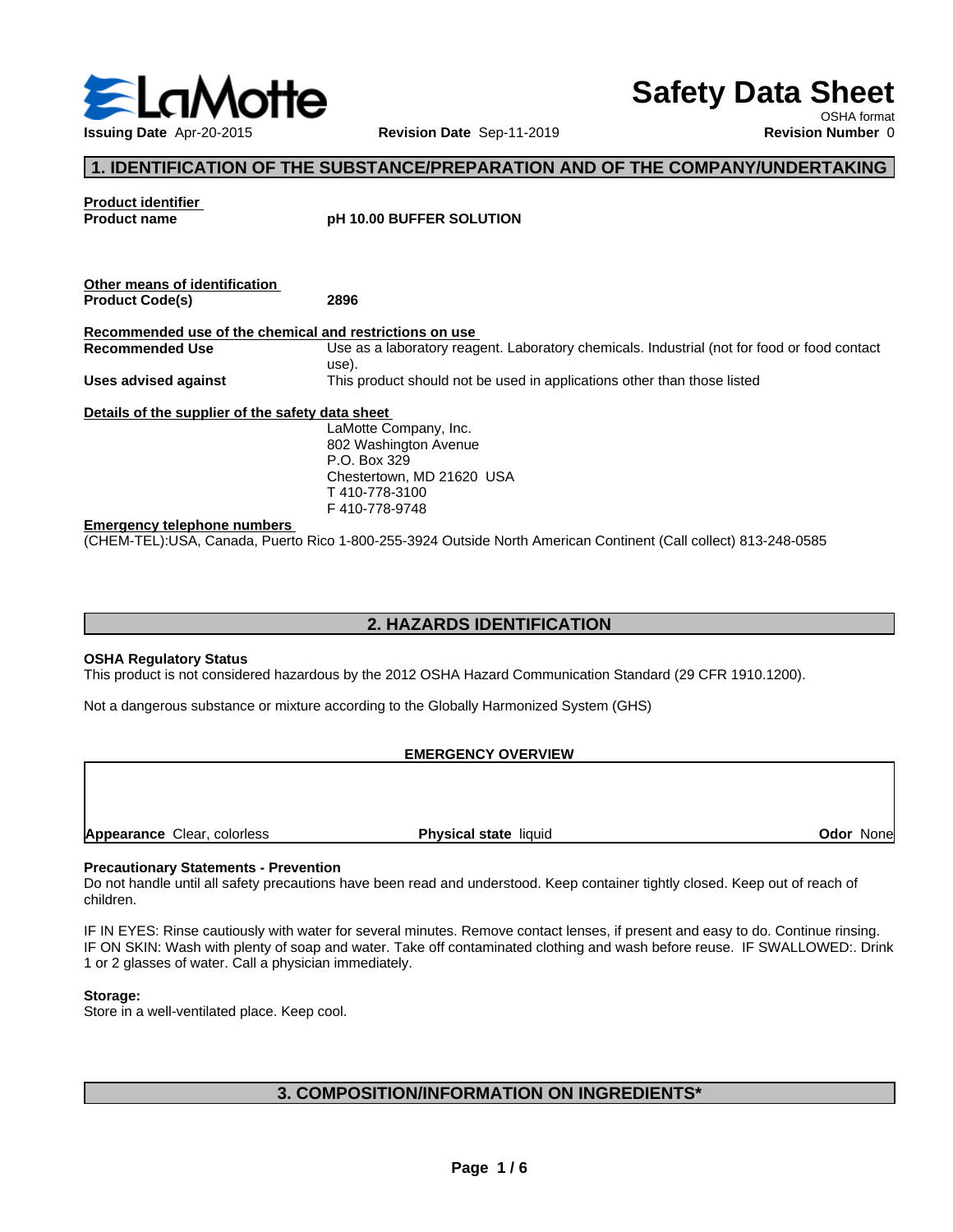LaMotte

# Safety Data Sheet

OSHA format

**Issuing Date** Apr-20-2015 **Revision Date** Sep-11-2019 **Revision Number** 0

## 1. IDENTIFICATION OF THE SUBSTANCE/PREPARATION AND OF THE COMPANY/UNDERTAKING

**Product identifier**

**Product name** **pH 10.00 BUFFER SOLUTION**

**Other means of identification**

**Product Code(s)** **2896**

**Recommended use of the chemical and restrictions on use**

**Recommended Use** Use as a laboratory reagent. Laboratory chemicals. Industrial (not for food or food contact use).

**Uses advised against** This product should not be used in applications other than those listed

**Details of the supplier of the safety data sheet**

LaMotte Company, Inc.
802 Washington Avenue
P.O. Box 329
Chestertown, MD 21620 USA
T 410-778-3100
F 410-778-9748

**Emergency telephone numbers**

(CHEM-TEL):USA, Canada, Puerto Rico 1-800-255-3924 Outside North American Continent (Call collect) 813-248-0585

## 2. HAZARDS IDENTIFICATION

**OSHA Regulatory Status**

This product is not considered hazardous by the 2012 OSHA Hazard Communication Standard (29 CFR 1910.1200).

Not a dangerous substance or mixture according to the Globally Harmonized System (GHS)

**EMERGENCY OVERVIEW**

**Appearance** Clear, colorless **Physical state** liquid **Odor** None

**Precautionary Statements - Prevention**

Do not handle until all safety precautions have been read and understood. Keep container tightly closed. Keep out of reach of children.

IF IN EYES: Rinse cautiously with water for several minutes. Remove contact lenses, if present and easy to do. Continue rinsing. IF ON SKIN: Wash with plenty of soap and water. Take off contaminated clothing and wash before reuse. IF SWALLOWED:. Drink 1 or 2 glasses of water. Call a physician immediately.

**Storage:**

Store in a well-ventilated place. Keep cool.

## 3. COMPOSITION/INFORMATION ON INGREDIENTS*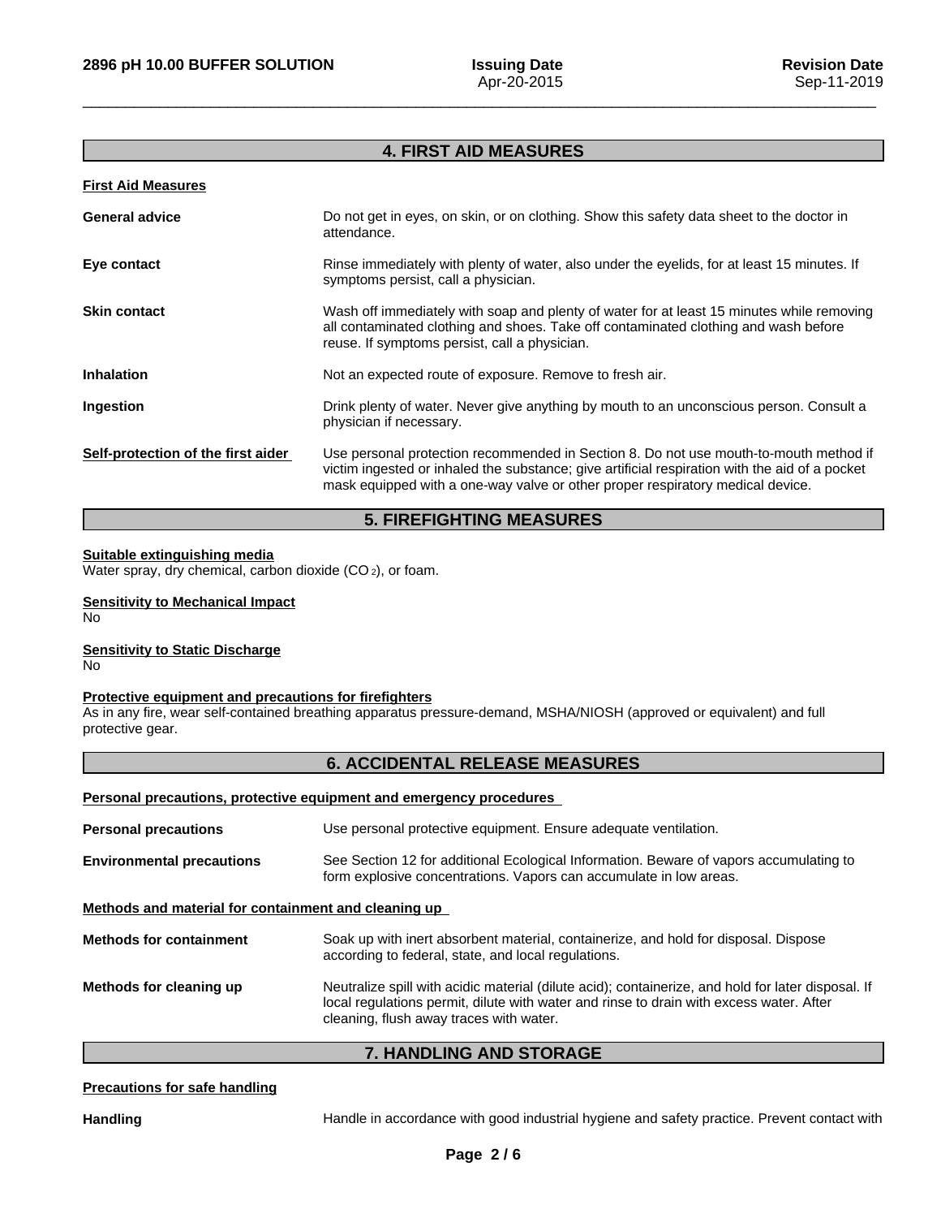## 4. FIRST AID MEASURES

**First Aid Measures**

**General advice** Do not get in eyes, on skin, or on clothing. Show this safety data sheet to the doctor in attendance.

**Eye contact** Rinse immediately with plenty of water, also under the eyelids, for at least 15 minutes. If symptoms persist, call a physician.

**Skin contact** Wash off immediately with soap and plenty of water for at least 15 minutes while removing all contaminated clothing and shoes. Take off contaminated clothing and wash before reuse. If symptoms persist, call a physician.

**Inhalation** Not an expected route of exposure. Remove to fresh air.

**Ingestion** Drink plenty of water. Never give anything by mouth to an unconscious person. Consult a physician if necessary.

**Self-protection of the first aider** Use personal protection recommended in Section 8. Do not use mouth-to-mouth method if victim ingested or inhaled the substance; give artificial respiration with the aid of a pocket mask equipped with a one-way valve or other proper respiratory medical device.

## 5. FIREFIGHTING MEASURES

**Suitable extinguishing media**
Water spray, dry chemical, carbon dioxide ($CO_2$), or foam.

**Sensitivity to Mechanical Impact**
No

**Sensitivity to Static Discharge**
No

**Protective equipment and precautions for firefighters**
As in any fire, wear self-contained breathing apparatus pressure-demand, MSHA/NIOSH (approved or equivalent) and full protective gear.

## 6. ACCIDENTAL RELEASE MEASURES

**Personal precautions, protective equipment and emergency procedures**

**Personal precautions** Use personal protective equipment. Ensure adequate ventilation.

**Environmental precautions** See Section 12 for additional Ecological Information. Beware of vapors accumulating to form explosive concentrations. Vapors can accumulate in low areas.

**Methods and material for containment and cleaning up**

**Methods for containment** Soak up with inert absorbent material, containerize, and hold for disposal. Dispose according to federal, state, and local regulations.

**Methods for cleaning up** Neutralize spill with acidic material (dilute acid); containerize, and hold for later disposal. If local regulations permit, dilute with water and rinse to drain with excess water. After cleaning, flush away traces with water.

## 7. HANDLING AND STORAGE

**Precautions for safe handling**

**Handling** Handle in accordance with good industrial hygiene and safety practice. Prevent contact with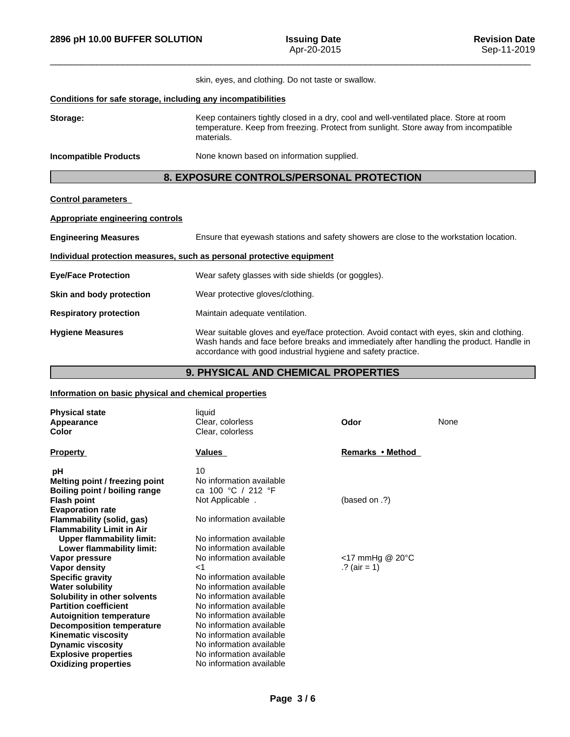skin, eyes, and clothing. Do not taste or swallow.

**Conditions for safe storage, including any incompatibilities**

| | |
|---|---|
| **Storage:** | Keep containers tightly closed in a dry, cool and well-ventilated place. Store at room temperature. Keep from freezing. Protect from sunlight. Store away from incompatible materials. |
| **Incompatible Products** | None known based on information supplied. |

## 8. EXPOSURE CONTROLS/PERSONAL PROTECTION

**Control parameters**

**Appropriate engineering controls**

| | |
|---|---|
| **Engineering Measures** | Ensure that eyewash stations and safety showers are close to the workstation location. |

**Individual protection measures, such as personal protective equipment**

| | |
|---|---|
| **Eye/Face Protection** | Wear safety glasses with side shields (or goggles). |
| **Skin and body protection** | Wear protective gloves/clothing. |
| **Respiratory protection** | Maintain adequate ventilation. |
| **Hygiene Measures** | Wear suitable gloves and eye/face protection. Avoid contact with eyes, skin and clothing. Wash hands and face before breaks and immediately after handling the product. Handle in accordance with good industrial hygiene and safety practice. |

## 9. PHYSICAL AND CHEMICAL PROPERTIES

**Information on basic physical and chemical properties**

| | | | |
|---|---|---|---|
| **Physical state** | liquid | | |
| **Appearance** | Clear, colorless | **Odor** | None |
| **Color** | Clear, colorless | | |

| Property | Values | Remarks • Method |
|---|---|---|
| **pH** | 10 | |
| **Melting point / freezing point** | No information available | |
| **Boiling point / boiling range** | ca 100 °C / 212 °F | |
| **Flash point** | Not Applicable . | (based on .?) |
| **Evaporation rate** | | |
| **Flammability (solid, gas)** | No information available | |
| **Flammability Limit in Air** | | |
| **Upper flammability limit:** | No information available | |
| **Lower flammability limit:** | No information available | |
| **Vapor pressure** | No information available | <17 mmHg @ 20°C |
| **Vapor density** | <1 | .? (air = 1) |
| **Specific gravity** | No information available | |
| **Water solubility** | No information available | |
| **Solubility in other solvents** | No information available | |
| **Partition coefficient** | No information available | |
| **Autoignition temperature** | No information available | |
| **Decomposition temperature** | No information available | |
| **Kinematic viscosity** | No information available | |
| **Dynamic viscosity** | No information available | |
| **Explosive properties** | No information available | |
| **Oxidizing properties** | No information available | |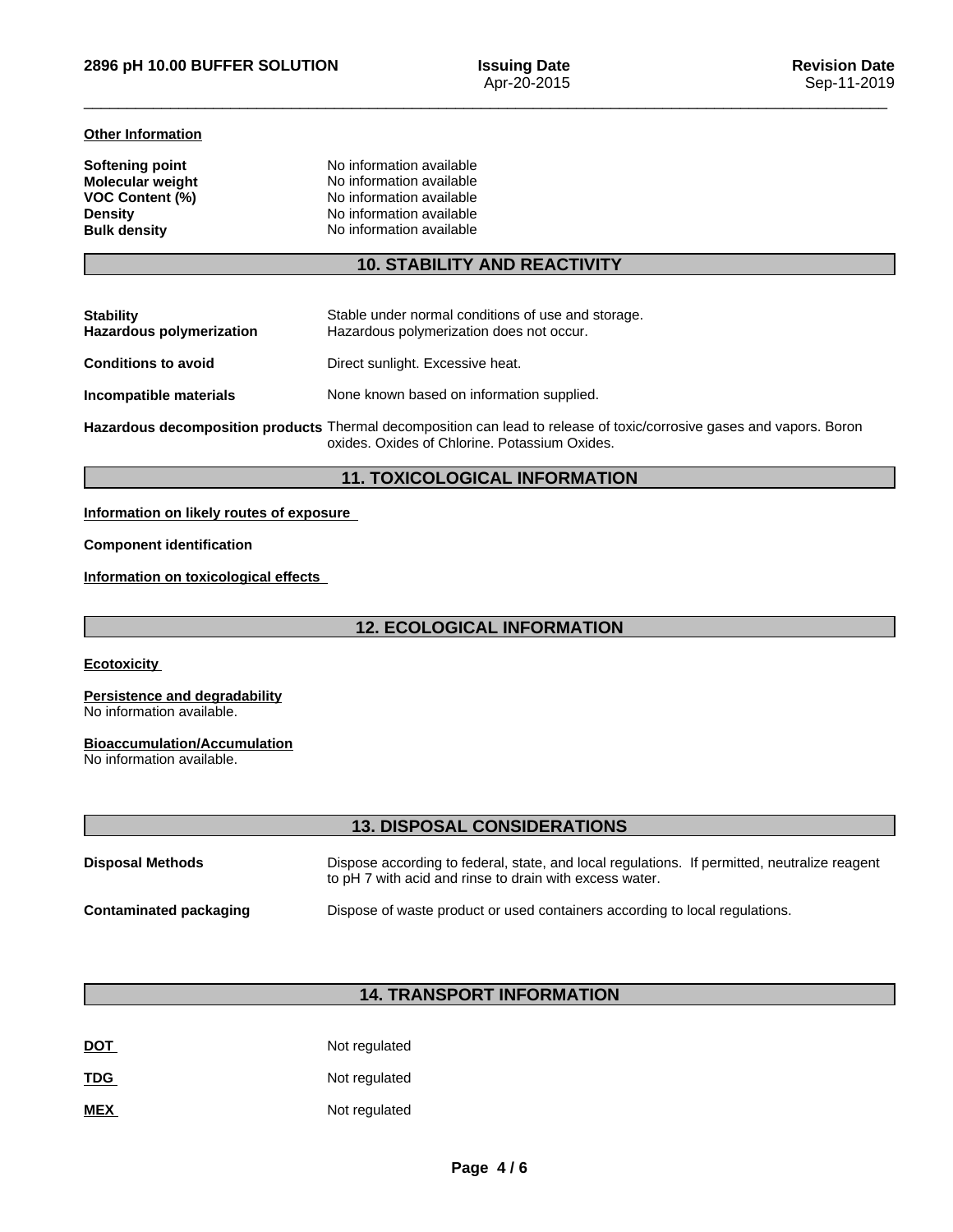**Other Information**

| | |
|---|---|
| **Softening point** | No information available |
| **Molecular weight** | No information available |
| **VOC Content (%)** | No information available |
| **Density** | No information available |
| **Bulk density** | No information available |

## 10. STABILITY AND REACTIVITY

| | |
|---|---|
| **Stability** | Stable under normal conditions of use and storage. |
| **Hazardous polymerization** | Hazardous polymerization does not occur. |
| **Conditions to avoid** | Direct sunlight. Excessive heat. |
| **Incompatible materials** | None known based on information supplied. |
| **Hazardous decomposition products** | Thermal decomposition can lead to release of toxic/corrosive gases and vapors. Boron oxides. Oxides of Chlorine. Potassium Oxides. |

## 11. TOXICOLOGICAL INFORMATION

**Information on likely routes of exposure**

**Component identification**

**Information on toxicological effects**

## 12. ECOLOGICAL INFORMATION

**Ecotoxicity**

**Persistence and degradability**
No information available.

**Bioaccumulation/Accumulation**
No information available.

## 13. DISPOSAL CONSIDERATIONS

| | |
|---|---|
| **Disposal Methods** | Dispose according to federal, state, and local regulations. If permitted, neutralize reagent to pH 7 with acid and rinse to drain with excess water. |
| **Contaminated packaging** | Dispose of waste product or used containers according to local regulations. |

## 14. TRANSPORT INFORMATION

| | |
|---|---|
| **DOT** | Not regulated |
| **TDG** | Not regulated |
| **MEX** | Not regulated |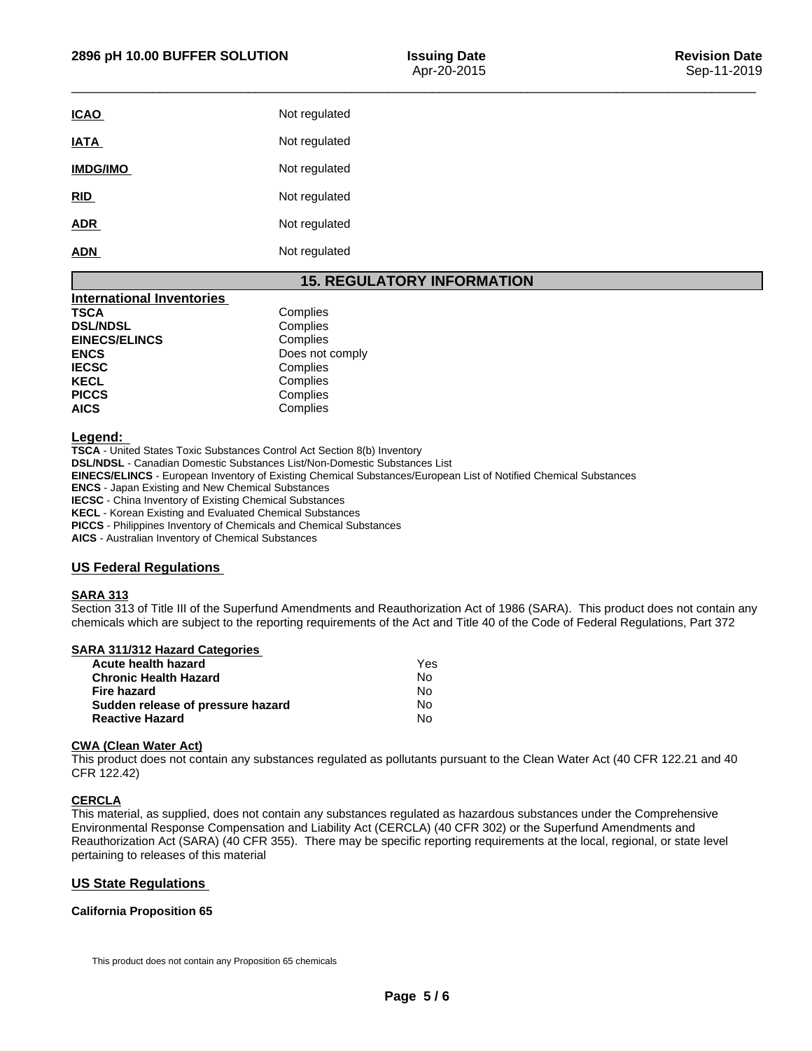| | |
|---|---|
| **ICAO** | Not regulated |
| **IATA** | Not regulated |
| **IMDG/IMO** | Not regulated |
| **RID** | Not regulated |
| **ADR** | Not regulated |
| **ADN** | Not regulated |

## 15. REGULATORY INFORMATION

**International Inventories**

| | |
|---|---|
| **TSCA** | Complies |
| **DSL/NDSL** | Complies |
| **EINECS/ELINCS** | Complies |
| **ENCS** | Does not comply |
| **IECSC** | Complies |
| **KECL** | Complies |
| **PICCS** | Complies |
| **AICS** | Complies |

**Legend:**

**TSCA** - United States Toxic Substances Control Act Section 8(b) Inventory
**DSL/NDSL** - Canadian Domestic Substances List/Non-Domestic Substances List
**EINECS/ELINCS** - European Inventory of Existing Chemical Substances/European List of Notified Chemical Substances
**ENCS** - Japan Existing and New Chemical Substances
**IECSC** - China Inventory of Existing Chemical Substances
**KECL** - Korean Existing and Evaluated Chemical Substances
**PICCS** - Philippines Inventory of Chemicals and Chemical Substances
**AICS** - Australian Inventory of Chemical Substances

### US Federal Regulations

**SARA 313**

Section 313 of Title III of the Superfund Amendments and Reauthorization Act of 1986 (SARA). This product does not contain any chemicals which are subject to the reporting requirements of the Act and Title 40 of the Code of Federal Regulations, Part 372

**SARA 311/312 Hazard Categories**

| | |
|---|---|
| **Acute health hazard** | Yes |
| **Chronic Health Hazard** | No |
| **Fire hazard** | No |
| **Sudden release of pressure hazard** | No |
| **Reactive Hazard** | No |

**CWA (Clean Water Act)**

This product does not contain any substances regulated as pollutants pursuant to the Clean Water Act (40 CFR 122.21 and 40 CFR 122.42)

**CERCLA**

This material, as supplied, does not contain any substances regulated as hazardous substances under the Comprehensive Environmental Response Compensation and Liability Act (CERCLA) (40 CFR 302) or the Superfund Amendments and Reauthorization Act (SARA) (40 CFR 355). There may be specific reporting requirements at the local, regional, or state level pertaining to releases of this material

### US State Regulations

**California Proposition 65**

This product does not contain any Proposition 65 chemicals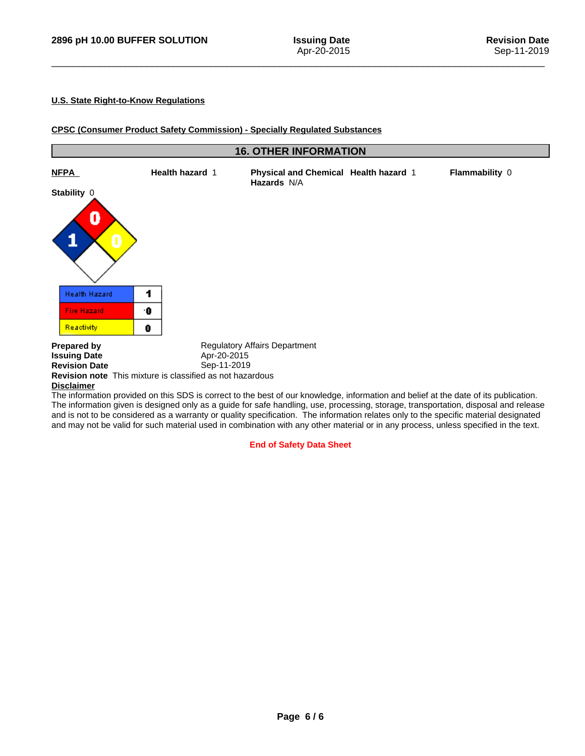**U.S. State Right-to-Know Regulations**

**CPSC (Consumer Product Safety Commission) - Specially Regulated Substances**

## 16. OTHER INFORMATION

| | | | |
|---|---|---|---|
| **NFPA** | **Health hazard** 1 | **Physical and Chemical Hazards** N/A | **Health hazard** 1 | **Flammability** 0 |
| **Stability** 0 | | | | |

| | |
|---|---|
| Health Hazard | 1 |
| Fire Hazard | 0 |
| Reactivity | 0 |

**Prepared by** Regulatory Affairs Department
**Issuing Date** Apr-20-2015
**Revision Date** Sep-11-2019
**Revision note** This mixture is classified as not hazardous

**Disclaimer**

The information provided on this SDS is correct to the best of our knowledge, information and belief at the date of its publication. The information given is designed only as a guide for safe handling, use, processing, storage, transportation, disposal and release and is not to be considered as a warranty or quality specification. The information relates only to the specific material designated and may not be valid for such material used in combination with any other material or in any process, unless specified in the text.

**End of Safety Data Sheet**